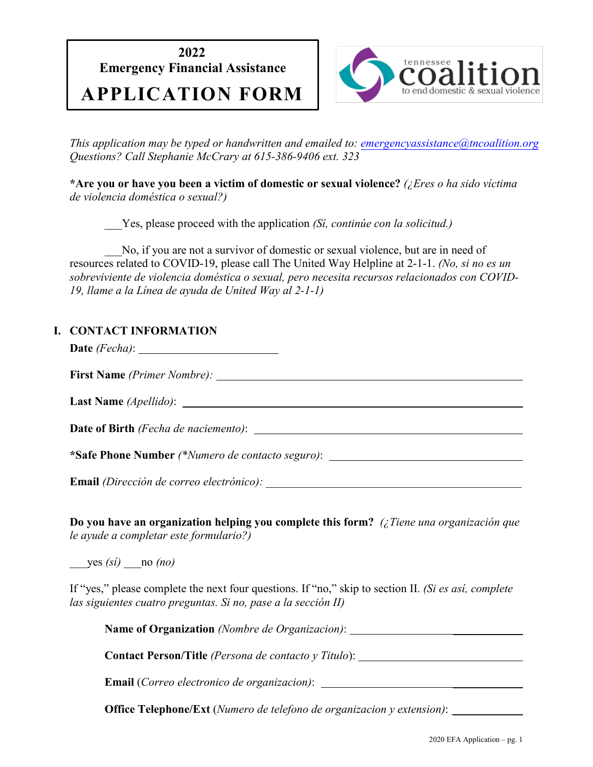**2022**
**Emergency Financial Assistance**
# APPLICATION FORM

tennessee coalition to end domestic & sexual violence

*This application may be typed or handwritten and emailed to: emergencyassistance@tncoalition.org*
*Questions? Call Stephanie McCrary at 615-386-9406 ext. 323*

**\*Are you or have you been a victim of domestic or sexual violence?** *(¿Eres o ha sido víctima de violencia doméstica o sexual?)*

___Yes, please proceed with the application *(Sí, continúe con la solicitud.)*

___No, if you are not a survivor of domestic or sexual violence, but are in need of resources related to COVID-19, please call The United Way Helpline at 2-1-1. *(No, si no es un sobreviviente de violencia doméstica o sexual, pero necesita recursos relacionados con COVID-19, llame a la Línea de ayuda de United Way al 2-1-1)*

## I. CONTACT INFORMATION

**Date** *(Fecha)*: ________________________

**First Name** *(Primer Nombre):* ________________________

**Last Name** *(Apellido)*: ________________________

**Date of Birth** *(Fecha de naciemento)*: ________________________

**\*Safe Phone Number** *(\*Numero de contacto seguro)*: ________________________

**Email** *(Dirección de correo electrónico):* ________________________

**Do you have an organization helping you complete this form?** *(¿Tiene una organización que le ayude a completar este formulario?)*

___yes *(sí)* ___no *(no)*

If "yes," please complete the next four questions. If "no," skip to section II. *(Si es así, complete las siguientes cuatro preguntas. Si no, pase a la sección II)*

**Name of Organization** *(Nombre de Organizacion)*: ________________________

**Contact Person/Title** *(Persona de contacto y Titulo)*: ________________________

**Email** (*Correo electronico de organizacion)*: ________________________

**Office Telephone/Ext** (*Numero de telefono de organizacion y extension)*: ____________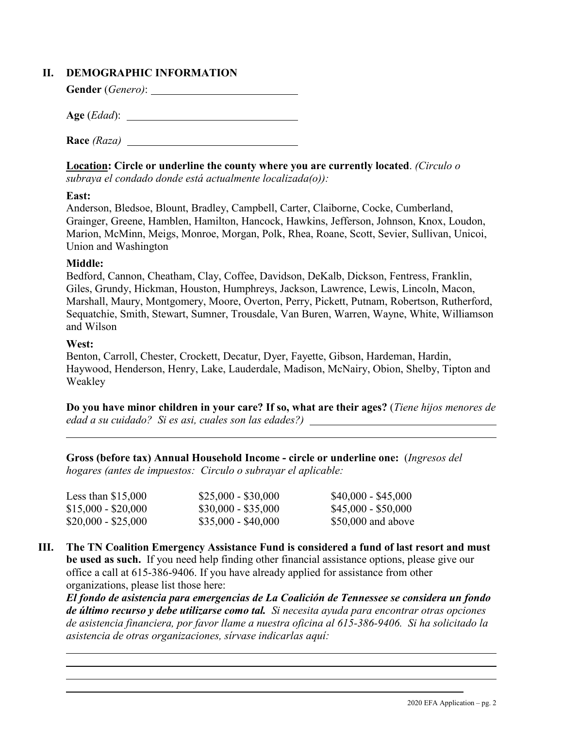## II. DEMOGRAPHIC INFORMATION

**Gender** (*Genero)*: ____________________

**Age** (*Edad*): ____________________

**Race** *(Raza)* ____________________

**Location: Circle or underline the county where you are currently located**. *(Circulo o subraya el condado donde está actualmente localizada(o)):*

**East:**
Anderson, Bledsoe, Blount, Bradley, Campbell, Carter, Claiborne, Cocke, Cumberland, Grainger, Greene, Hamblen, Hamilton, Hancock, Hawkins, Jefferson, Johnson, Knox, Loudon, Marion, McMinn, Meigs, Monroe, Morgan, Polk, Rhea, Roane, Scott, Sevier, Sullivan, Unicoi, Union and Washington

**Middle:**
Bedford, Cannon, Cheatham, Clay, Coffee, Davidson, DeKalb, Dickson, Fentress, Franklin, Giles, Grundy, Hickman, Houston, Humphreys, Jackson, Lawrence, Lewis, Lincoln, Macon, Marshall, Maury, Montgomery, Moore, Overton, Perry, Pickett, Putnam, Robertson, Rutherford, Sequatchie, Smith, Stewart, Sumner, Trousdale, Van Buren, Warren, Wayne, White, Williamson and Wilson

**West:**
Benton, Carroll, Chester, Crockett, Decatur, Dyer, Fayette, Gibson, Hardeman, Hardin, Haywood, Henderson, Henry, Lake, Lauderdale, Madison, McNairy, Obion, Shelby, Tipton and Weakley

**Do you have minor children in your care? If so, what are their ages?** (*Tiene hijos menores de edad a su cuidado? Si es asi, cuales son las edades?)* ____________________

____________________

**Gross (before tax) Annual Household Income - circle or underline one:** (*Ingresos del hogares (antes de impuestos: Circulo o subrayar el aplicable:*

| | | |
|---|---|---|
| Less than $15,000 | $25,000 - $30,000 | $40,000 - $45,000 |
| $15,000 - $20,000 | $30,000 - $35,000 | $45,000 - $50,000 |
| $20,000 - $25,000 | $35,000 - $40,000 | $50,000 and above |

## III. The TN Coalition Emergency Assistance Fund is considered a fund of last resort and must be used as such.

If you need help finding other financial assistance options, please give our office a call at 615-386-9406. If you have already applied for assistance from other organizations, please list those here:

***El fondo de asistencia para emergencias de La Coalición de Tennessee se considera un fondo de último recurso y debe utilizarse como tal.*** *Si necesita ayuda para encontrar otras opciones de asistencia financiera, por favor llame a nuestra oficina al 615-386-9406. Si ha solicitado la asistencia de otras organizaciones, sírvase indicarlas aquí:*

____________________

____________________

____________________

____________________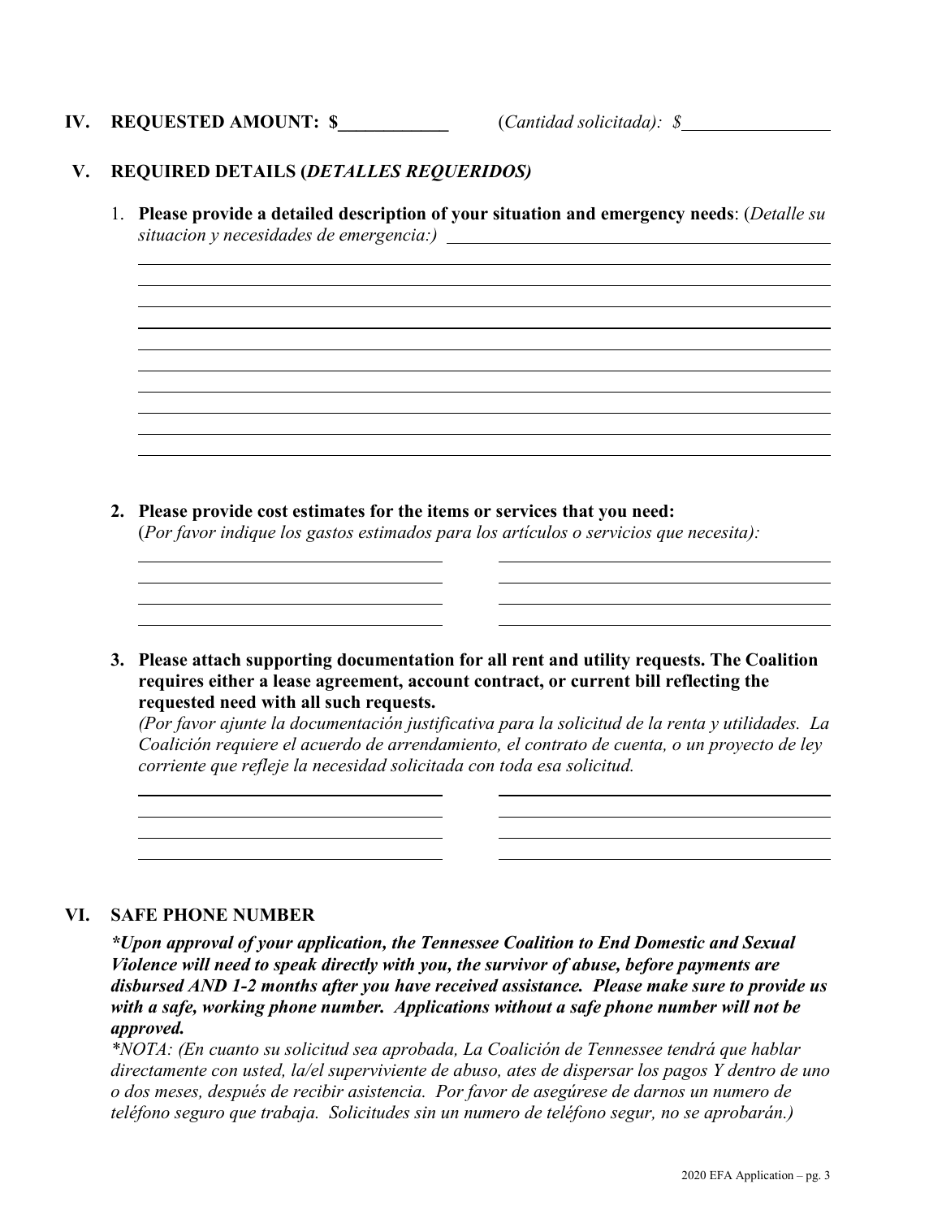**IV. REQUESTED AMOUNT: $____________** (*Cantidad solicitada): $*_________________

**V. REQUIRED DETAILS (*DETALLES REQUERIDOS)***

1. **Please provide a detailed description of your situation and emergency needs**: (*Detalle su situacion y necesidades de emergencia:)* _______________________________________________

_______________________________________________________________________________

_______________________________________________________________________________

_______________________________________________________________________________

_______________________________________________________________________________

_______________________________________________________________________________

_______________________________________________________________________________

_______________________________________________________________________________

_______________________________________________________________________________

_______________________________________________________________________________

_______________________________________________________________________________

2. **Please provide cost estimates for the items or services that you need:**
(*Por favor indique los gastos estimados para los artículos o servicios que necesita):*

_____________________________________ _____________________________________

_____________________________________ _____________________________________

_____________________________________ _____________________________________

_____________________________________ _____________________________________

3. **Please attach supporting documentation for all rent and utility requests. The Coalition requires either a lease agreement, account contract, or current bill reflecting the requested need with all such requests.**
*(Por favor ajunte la documentación justificativa para la solicitud de la renta y utilidades. La Coalición requiere el acuerdo de arrendamiento, el contrato de cuenta, o un proyecto de ley corriente que refleje la necesidad solicitada con toda esa solicitud.*

_____________________________________ _____________________________________

_____________________________________ _____________________________________

_____________________________________ _____________________________________

_____________________________________ _____________________________________

**VI. SAFE PHONE NUMBER**

***Upon approval of your application, the Tennessee Coalition to End Domestic and Sexual Violence will need to speak directly with you, the survivor of abuse, before payments are disbursed AND 1-2 months after you have received assistance. Please make sure to provide us with a safe, working phone number. Applications without a safe phone number will not be approved.***

**NOTA: (En cuanto su solicitud sea aprobada, La Coalición de Tennessee tendrá que hablar directamente con usted, la/el superviviente de abuso, ates de dispersar los pagos Y dentro de uno o dos meses, después de recibir asistencia. Por favor de asegúrese de darnos un numero de teléfono seguro que trabaja. Solicitudes sin un numero de teléfono segur, no se aprobarán.)*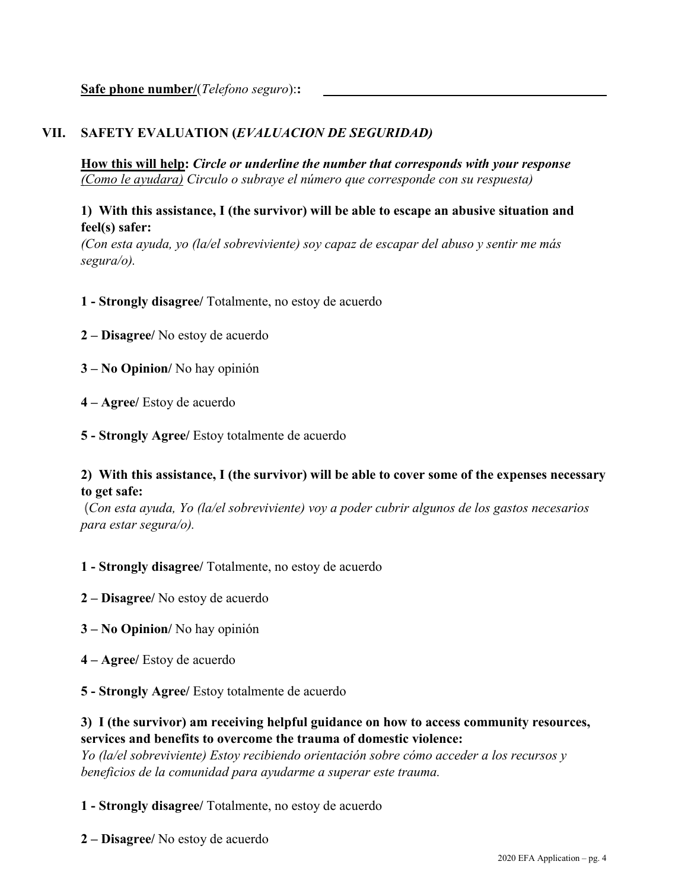**Safe phone number/**(*Telefono seguro*)**:** ____________________________________________

## VII. SAFETY EVALUATION (*EVALUACION DE SEGURIDAD)*

**How this will help:** ***Circle or underline the number that corresponds with your response*** *(Como le ayudara) Circulo o subraye el número que corresponde con su respuesta)*

**1) With this assistance, I (the survivor) will be able to escape an abusive situation and feel(s) safer:**

*(Con esta ayuda, yo (la/el sobreviviente) soy capaz de escapar del abuso y sentir me más segura/o).*

**1 - Strongly disagree/** Totalmente, no estoy de acuerdo

**2 – Disagree/** No estoy de acuerdo

**3 – No Opinion/** No hay opinión

**4 – Agree/** Estoy de acuerdo

**5 - Strongly Agree/** Estoy totalmente de acuerdo

**2) With this assistance, I (the survivor) will be able to cover some of the expenses necessary to get safe:**

(*Con esta ayuda, Yo (la/el sobreviviente) voy a poder cubrir algunos de los gastos necesarios para estar segura/o).*

**1 - Strongly disagree/** Totalmente, no estoy de acuerdo

**2 – Disagree/** No estoy de acuerdo

**3 – No Opinion/** No hay opinión

**4 – Agree/** Estoy de acuerdo

**5 - Strongly Agree/** Estoy totalmente de acuerdo

**3) I (the survivor) am receiving helpful guidance on how to access community resources, services and benefits to overcome the trauma of domestic violence:**

*Yo (la/el sobreviviente) Estoy recibiendo orientación sobre cómo acceder a los recursos y beneficios de la comunidad para ayudarme a superar este trauma.*

**1 - Strongly disagree/** Totalmente, no estoy de acuerdo

**2 – Disagree/** No estoy de acuerdo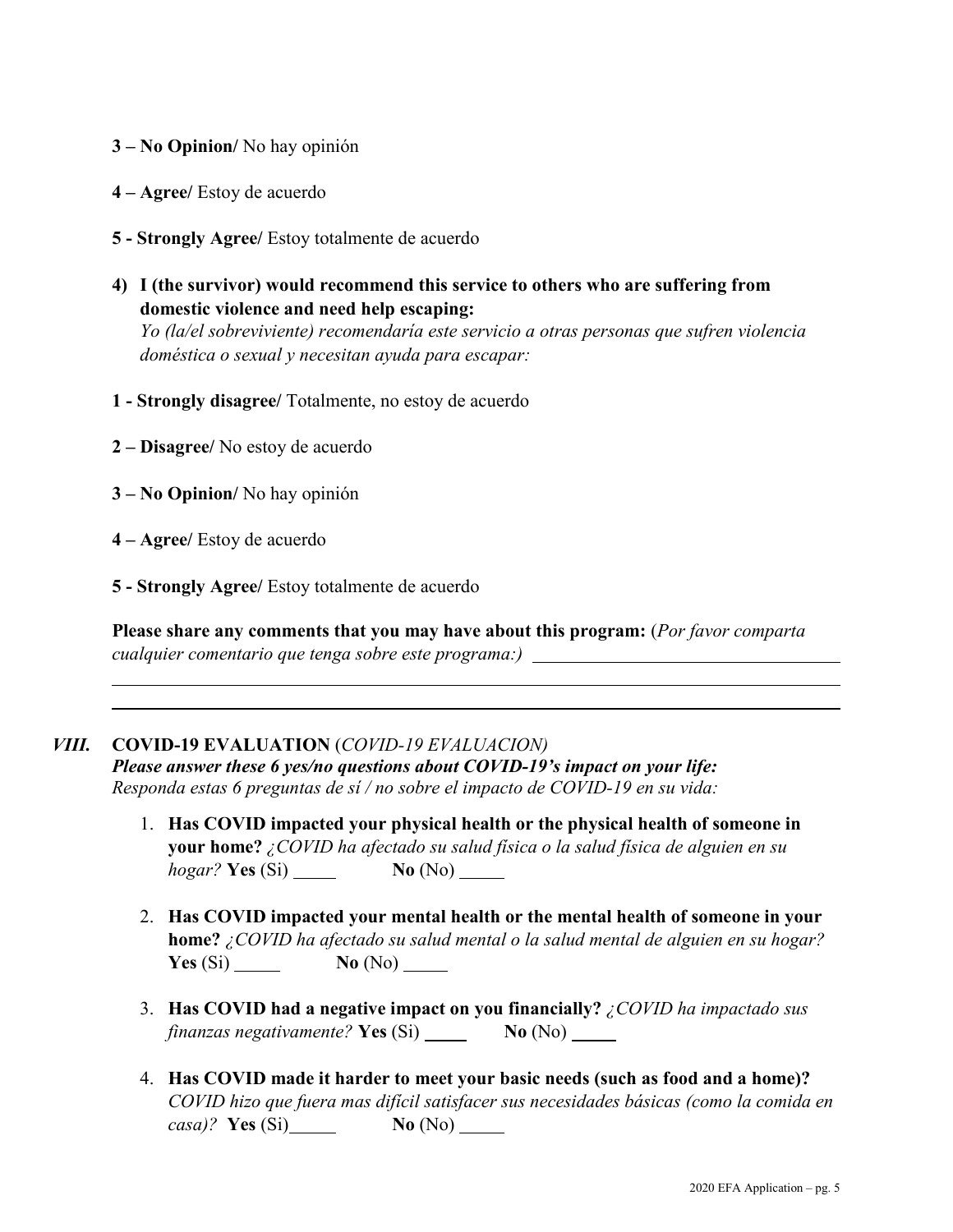**3 – No Opinion/** No hay opinión

**4 – Agree/** Estoy de acuerdo

**5 - Strongly Agree/** Estoy totalmente de acuerdo

4) **I (the survivor) would recommend this service to others who are suffering from domestic violence and need help escaping:**
   *Yo (la/el sobreviviente) recomendaría este servicio a otras personas que sufren violencia doméstica o sexual y necesitan ayuda para escapar:*

**1 - Strongly disagree/** Totalmente, no estoy de acuerdo

**2 – Disagree/** No estoy de acuerdo

**3 – No Opinion/** No hay opinión

**4 – Agree/** Estoy de acuerdo

**5 - Strongly Agree/** Estoy totalmente de acuerdo

**Please share any comments that you may have about this program:** (*Por favor comparta cualquier comentario que tenga sobre este programa:)* ______________________________
_____________________________________________________________________________
_____________________________________________________________________________

## *VIII.* **COVID-19 EVALUATION** (*COVID-19 EVALUACION*)

***Please answer these 6 yes/no questions about COVID-19's impact on your life:***
*Responda estas 6 preguntas de sí / no sobre el impacto de COVID-19 en su vida:*

1. **Has COVID impacted your physical health or the physical health of someone in your home?** *¿COVID ha afectado su salud fisica o la salud física de alguien en su hogar?* **Yes** (Si) _____ **No** (No) _____
2. **Has COVID impacted your mental health or the mental health of someone in your home?** *¿COVID ha afectado su salud mental o la salud mental de alguien en su hogar?* **Yes** (Si) _____ **No** (No) _____
3. **Has COVID had a negative impact on you financially?** *¿COVID ha impactado sus finanzas negativamente?* **Yes** (Si) _____ **No** (No) _____
4. **Has COVID made it harder to meet your basic needs (such as food and a home)?** *COVID hizo que fuera mas difícil satisfacer sus necesidades básicas (como la comida en casa)?* **Yes** (Si)_____ **No** (No) _____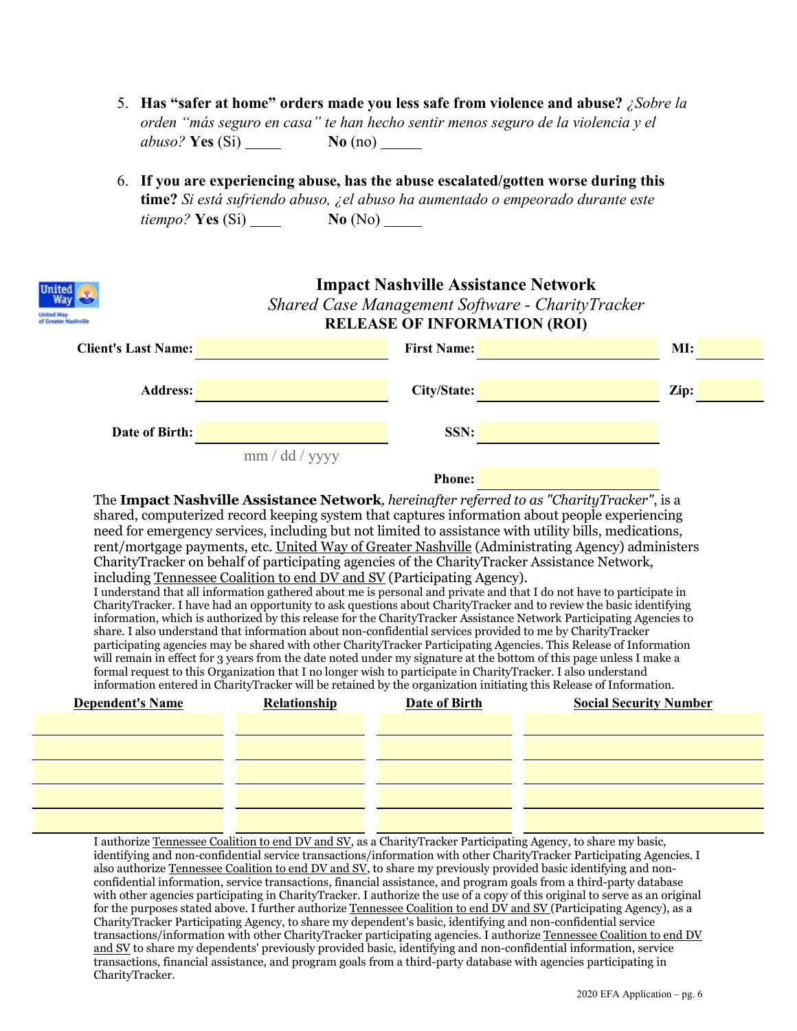5. **Has "safer at home" orders made you less safe from violence and abuse?** *¿Sobre la orden "más seguro en casa" te han hecho sentir menos seguro de la violencia y el abuso?* **Yes** (Si) _____ **No** (no) _____

6. **If you are experiencing abuse, has the abuse escalated/gotten worse during this time?** *Si está sufriendo abuso, ¿el abuso ha aumentado o empeorado durante este tiempo?* **Yes** (Si) _____ **No** (No) _____

United Way of Greater Nashville

## Impact Nashville Assistance Network

*Shared Case Management Software - CharityTracker*

**RELEASE OF INFORMATION (ROI)**

| | | | | | |
|---|---|---|---|---|---|
| **Client's Last Name:** | | **First Name:** | | **MI:** | |
| **Address:** | | **City/State:** | | **Zip:** | |
| **Date of Birth:** | mm / dd / yyyy | **SSN:** | | | |
| | | **Phone:** | | | |

The **Impact Nashville Assistance Network**, *hereinafter referred to as "CharityTracker"*, is a shared, computerized record keeping system that captures information about people experiencing need for emergency services, including but not limited to assistance with utility bills, medications, rent/mortgage payments, etc. United Way of Greater Nashville (Administrating Agency) administers CharityTracker on behalf of participating agencies of the CharityTracker Assistance Network, including Tennessee Coalition to end DV and SV (Participating Agency).

I understand that all information gathered about me is personal and private and that I do not have to participate in CharityTracker. I have had an opportunity to ask questions about CharityTracker and to review the basic identifying information, which is authorized by this release for the CharityTracker Assistance Network Participating Agencies to share. I also understand that information about non-confidential services provided to me by CharityTracker participating agencies may be shared with other CharityTracker Participating Agencies. This Release of Information will remain in effect for 3 years from the date noted under my signature at the bottom of this page unless I make a formal request to this Organization that I no longer wish to participate in CharityTracker. I also understand information entered in CharityTracker will be retained by the organization initiating this Release of Information.

| Dependent's Name | Relationship | Date of Birth | Social Security Number |
|---|---|---|---|
| | | | |
| | | | |
| | | | |
| | | | |
| | | | |

I authorize Tennessee Coalition to end DV and SV, as a CharityTracker Participating Agency, to share my basic, identifying and non-confidential service transactions/information with other CharityTracker Participating Agencies. I also authorize Tennessee Coalition to end DV and SV, to share my previously provided basic identifying and non-confidential information, service transactions, financial assistance, and program goals from a third-party database with other agencies participating in CharityTracker. I authorize the use of a copy of this original to serve as an original for the purposes stated above. I further authorize Tennessee Coalition to end DV and SV (Participating Agency), as a CharityTracker Participating Agency, to share my dependent's basic, identifying and non-confidential service transactions/information with other CharityTracker participating agencies. I authorize Tennessee Coalition to end DV and SV to share my dependents' previously provided basic, identifying and non-confidential information, service transactions, financial assistance, and program goals from a third-party database with agencies participating in CharityTracker.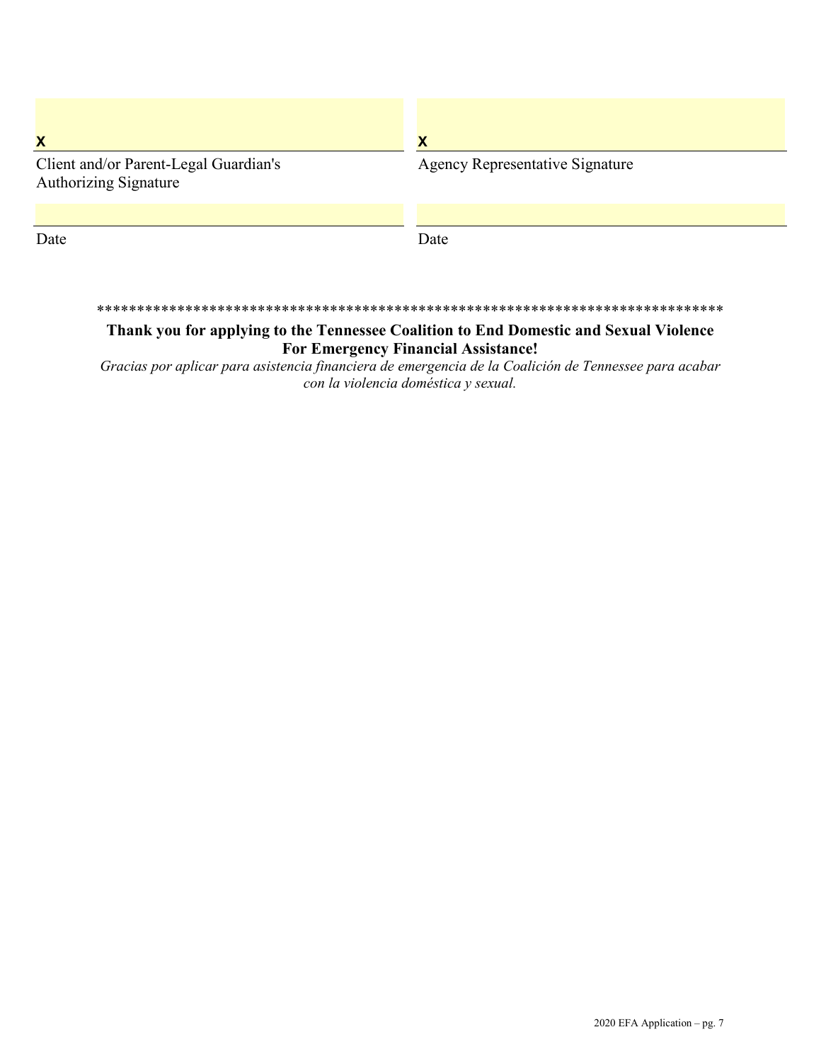| | |
|---|---|
| **X** | **X** |
| Client and/or Parent-Legal Guardian's Authorizing Signature | Agency Representative Signature |
| | |
| Date | Date |

********************************************************************************

**Thank you for applying to the Tennessee Coalition to End Domestic and Sexual Violence For Emergency Financial Assistance!**

*Gracias por aplicar para asistencia financiera de emergencia de la Coalición de Tennessee para acabar con la violencia doméstica y sexual.*